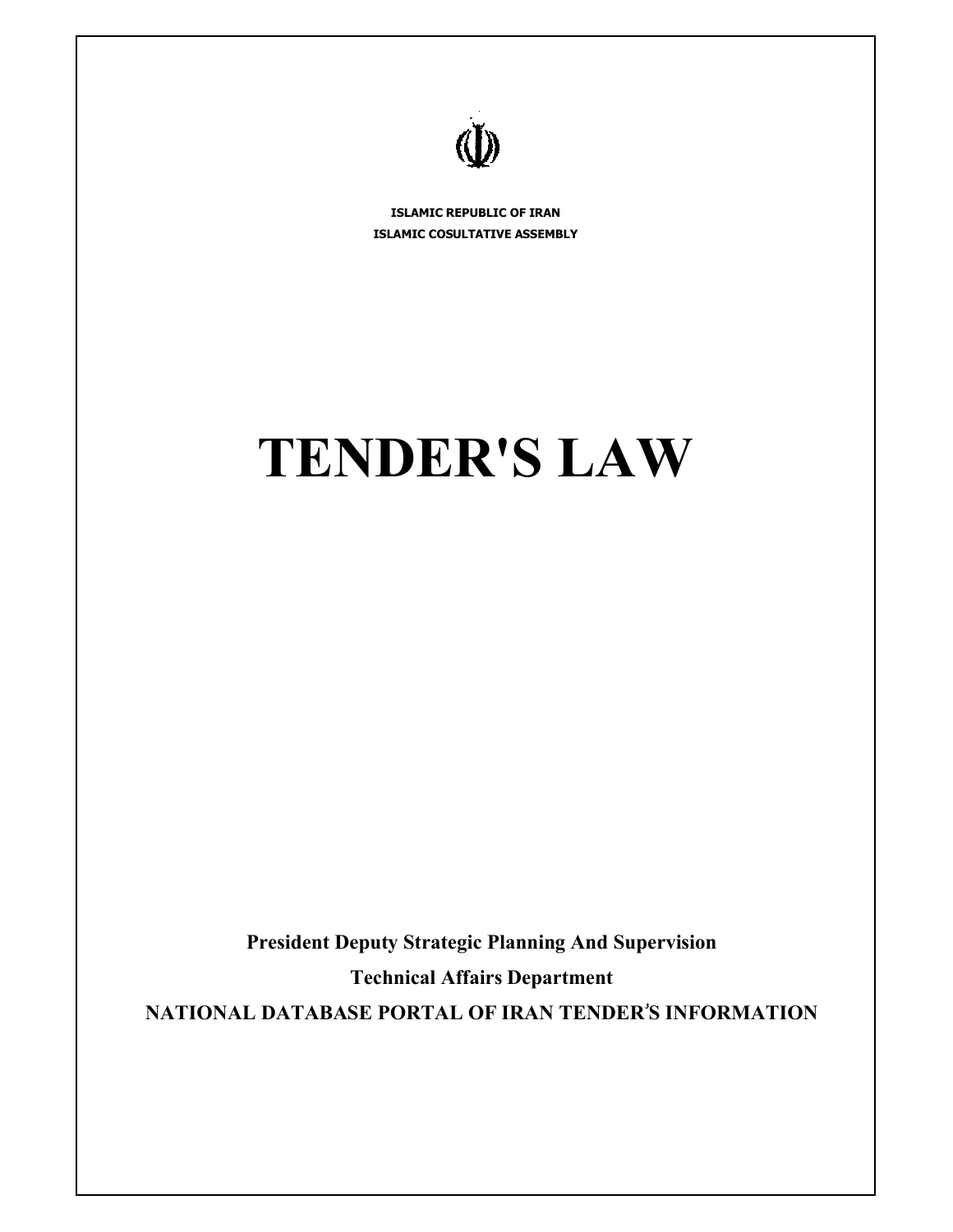**ISLAMIC REPUBLIC OF IRAN**

**ISLAMIC COSULTATIVE ASSEMBLY**

# TENDER'S LAW

**President Deputy Strategic Planning And Supervision**

**Technical Affairs Department**

**NATIONAL DATABASE PORTAL OF IRAN TENDER'S INFORMATION**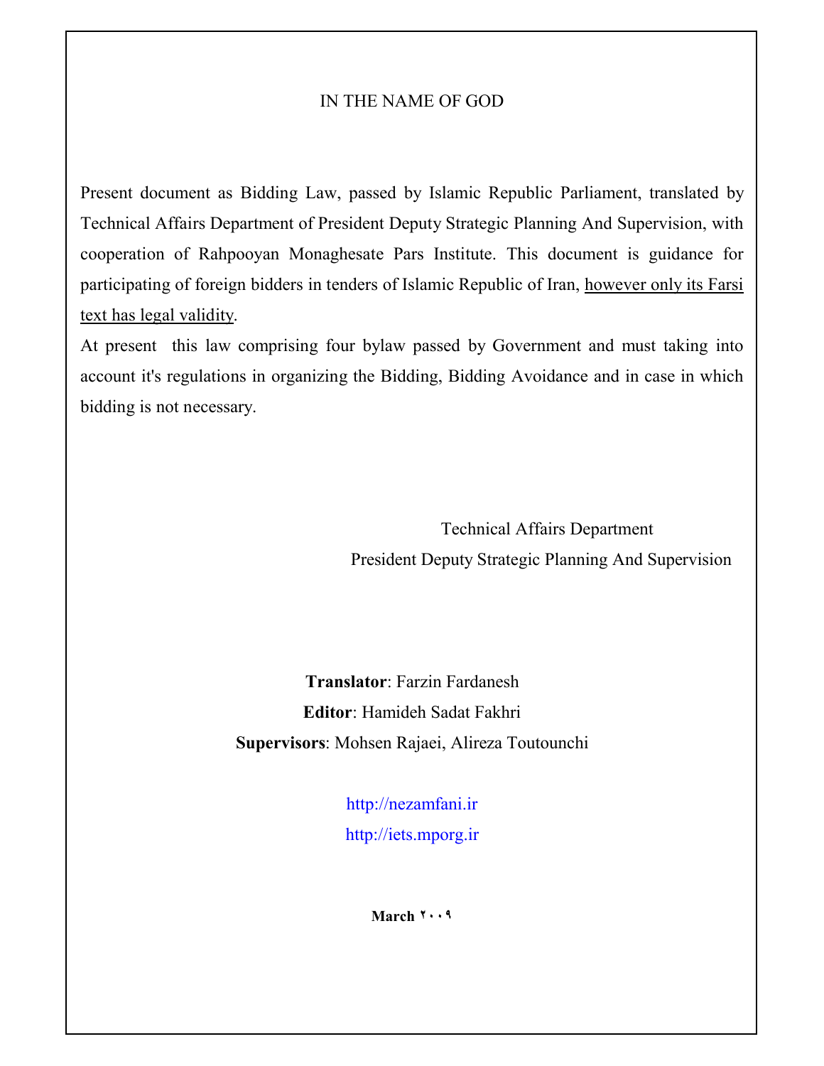IN THE NAME OF GOD

Present document as Bidding Law, passed by Islamic Republic Parliament, translated by Technical Affairs Department of President Deputy Strategic Planning And Supervision, with cooperation of Rahpooyan Monaghesate Pars Institute. This document is guidance for participating of foreign bidders in tenders of Islamic Republic of Iran, <u>however only its Farsi text has legal validity</u>.

At present this law comprising four bylaw passed by Government and must taking into account it's regulations in organizing the Bidding, Bidding Avoidance and in case in which bidding is not necessary.

Technical Affairs Department

President Deputy Strategic Planning And Supervision

**Translator**: Farzin Fardanesh

**Editor**: Hamideh Sadat Fakhri

**Supervisors**: Mohsen Rajaei, Alireza Toutounchi

http://nezamfani.ir

http://iets.mporg.ir

**March ۲۰۰۹**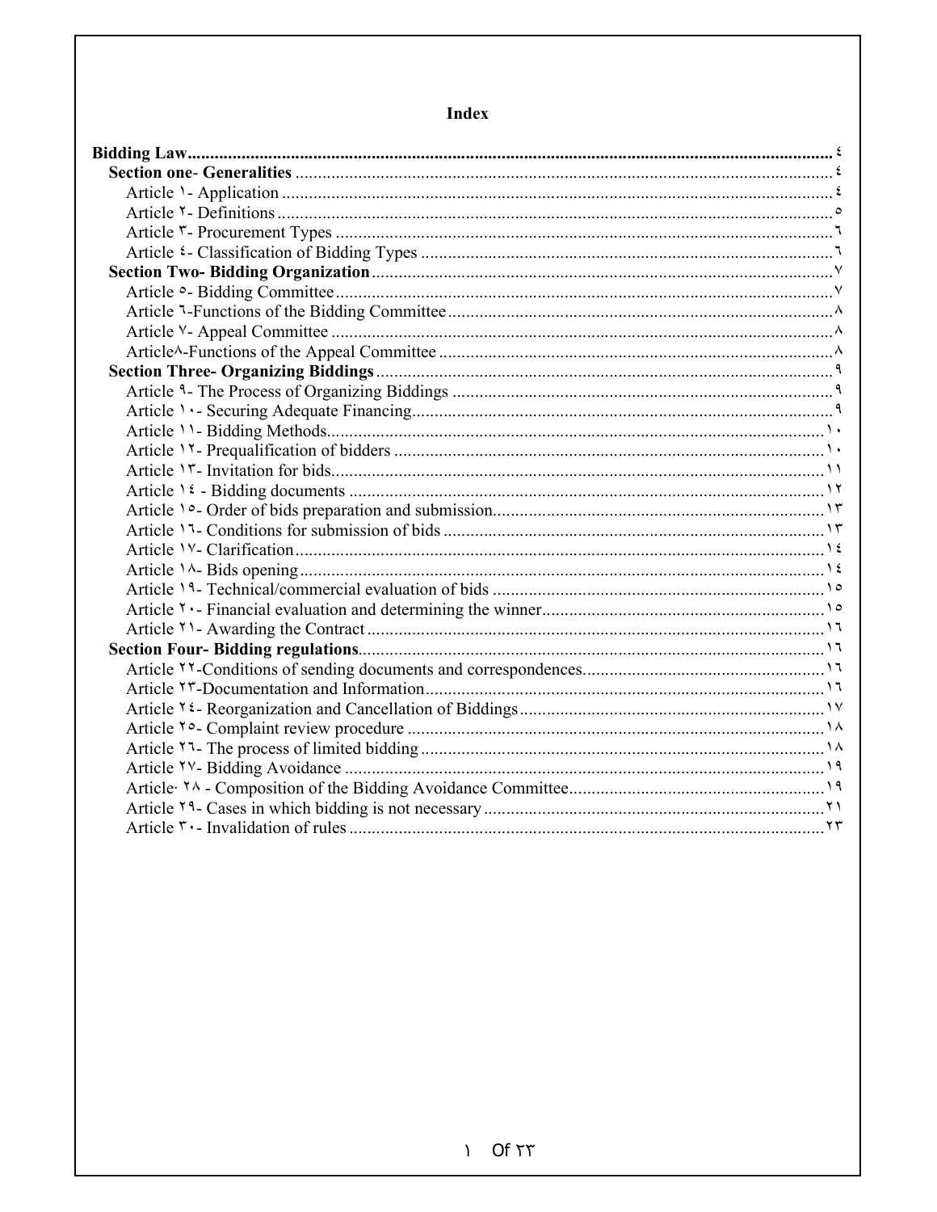# Index

**Bidding Law** ........................................................................................................ ٤

**Section one- Generalities** ........................................................................................ ٤

- Article ١- Application ........................................................................................ ٤
- Article ٢- Definitions ......................................................................................... ٥
- Article ٣- Procurement Types ............................................................................... ٦
- Article ٤- Classification of Bidding Types ................................................................ ٦

**Section Two- Bidding Organization** ............................................................................ ٧

- Article ٥- Bidding Committee ................................................................................ ٧
- Article ٦-Functions of the Bidding Committee ........................................................... ٨
- Article ٧- Appeal Committee .................................................................................. ٨
- Article٨-Functions of the Appeal Committee ............................................................. ٨

**Section Three- Organizing Biddings** ........................................................................... ٩

- Article ٩- The Process of Organizing Biddings ........................................................... ٩
- Article ١٠- Securing Adequate Financing ................................................................... ٩
- Article ١١- Bidding Methods ................................................................................... ١٠
- Article ١٢- Prequalification of bidders ..................................................................... ١٠
- Article ١٣- Invitation for bids ................................................................................ ١١
- Article ١٤ - Bidding documents .............................................................................. ١٢
- Article ١٥- Order of bids preparation and submission ................................................... ١٣
- Article ١٦- Conditions for submission of bids ............................................................. ١٣
- Article ١٧- Clarification ....................................................................................... ١٤
- Article ١٨- Bids opening ....................................................................................... ١٤
- Article ١٩- Technical/commercial evaluation of bids .................................................... ١٥
- Article ٢٠- Financial evaluation and determining the winner ........................................... ١٥
- Article ٢١- Awarding the Contract ........................................................................... ١٦

**Section Four- Bidding regulations** ............................................................................. ١٦

- Article ٢٢-Conditions of sending documents and correspondences .................................. ١٦
- Article ٢٣-Documentation and Information ................................................................ ١٦
- Article ٢٤- Reorganization and Cancellation of Biddings ............................................... ١٧
- Article ٢٥- Complaint review procedure .................................................................... ١٨
- Article ٢٦- The process of limited bidding ................................................................. ١٨
- Article ٢٧- Bidding Avoidance ................................................................................ ١٩
- Article· ٢٨ - Composition of the Bidding Avoidance Committee ...................................... ١٩
- Article ٢٩- Cases in which bidding is not necessary ...................................................... ٢١
- Article ٣٠- Invalidation of rules ............................................................................... ٢٣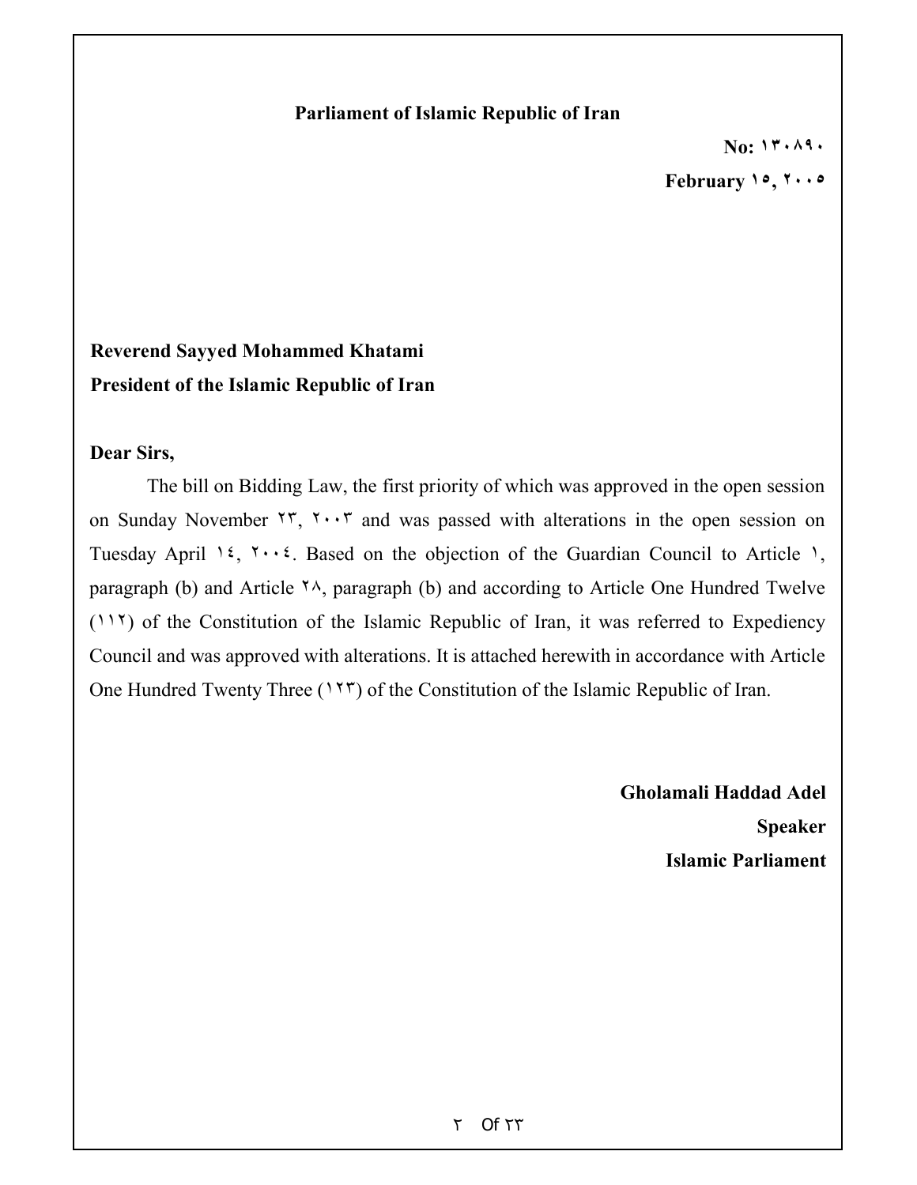**Parliament of Islamic Republic of Iran**

**No: ۱۳۰۸۹۰**

**February ۱۵, ۲۰۰۵**

**Reverend Sayyed Mohammed Khatami**
**President of the Islamic Republic of Iran**

**Dear Sirs,**

The bill on Bidding Law, the first priority of which was approved in the open session on Sunday November ۲۳, ۲۰۰۳ and was passed with alterations in the open session on Tuesday April ۱٤, ۲۰۰٤. Based on the objection of the Guardian Council to Article ۱, paragraph (b) and Article ۲۸, paragraph (b) and according to Article One Hundred Twelve (۱۱۲) of the Constitution of the Islamic Republic of Iran, it was referred to Expediency Council and was approved with alterations. It is attached herewith in accordance with Article One Hundred Twenty Three (۱۲۳) of the Constitution of the Islamic Republic of Iran.

**Gholamali Haddad Adel**
**Speaker**
**Islamic Parliament**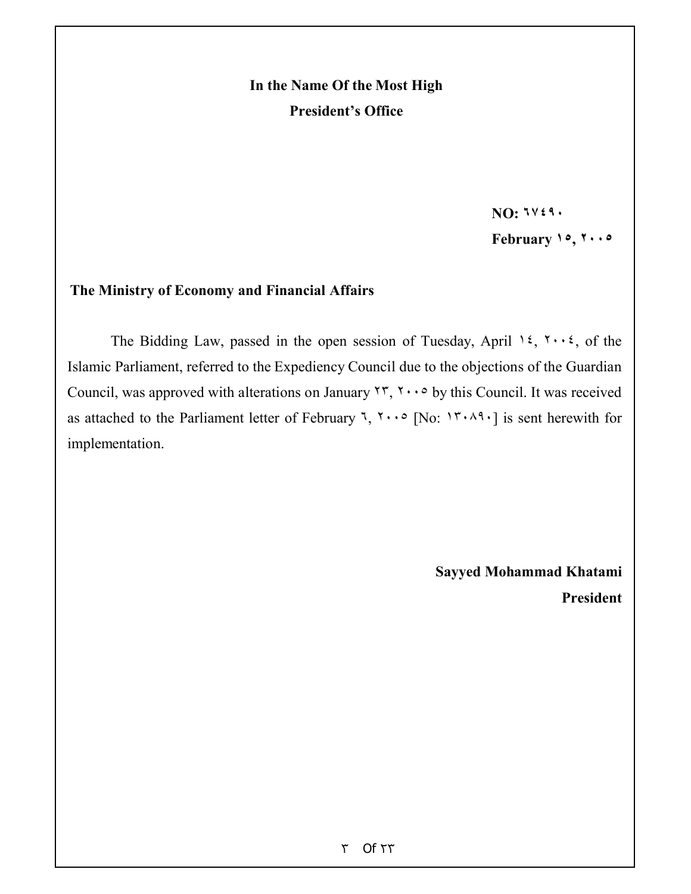**In the Name Of the Most High**

**President's Office**

**NO: ٦٧٤٩٠**

**February ١٥, ٢٠٠٥**

**The Ministry of Economy and Financial Affairs**

The Bidding Law, passed in the open session of Tuesday, April ١٤, ٢٠٠٤, of the Islamic Parliament, referred to the Expediency Council due to the objections of the Guardian Council, was approved with alterations on January ٢٣, ٢٠٠٥ by this Council. It was received as attached to the Parliament letter of February ٦, ٢٠٠٥ [No: ١٣٠٨٩٠] is sent herewith for implementation.

**Sayyed Mohammad Khatami**

**President**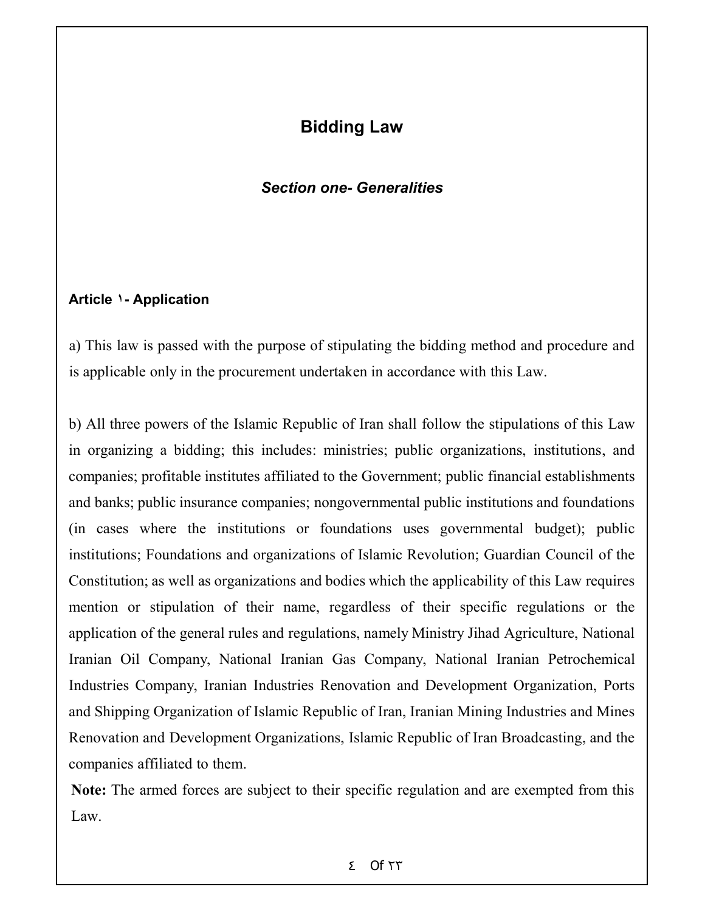# Bidding Law

## *Section one- Generalities*

### Article ١- Application

a) This law is passed with the purpose of stipulating the bidding method and procedure and is applicable only in the procurement undertaken in accordance with this Law.

b) All three powers of the Islamic Republic of Iran shall follow the stipulations of this Law in organizing a bidding; this includes: ministries; public organizations, institutions, and companies; profitable institutes affiliated to the Government; public financial establishments and banks; public insurance companies; nongovernmental public institutions and foundations (in cases where the institutions or foundations uses governmental budget); public institutions; Foundations and organizations of Islamic Revolution; Guardian Council of the Constitution; as well as organizations and bodies which the applicability of this Law requires mention or stipulation of their name, regardless of their specific regulations or the application of the general rules and regulations, namely Ministry Jihad Agriculture, National Iranian Oil Company, National Iranian Gas Company, National Iranian Petrochemical Industries Company, Iranian Industries Renovation and Development Organization, Ports and Shipping Organization of Islamic Republic of Iran, Iranian Mining Industries and Mines Renovation and Development Organizations, Islamic Republic of Iran Broadcasting, and the companies affiliated to them.

**Note:** The armed forces are subject to their specific regulation and are exempted from this Law.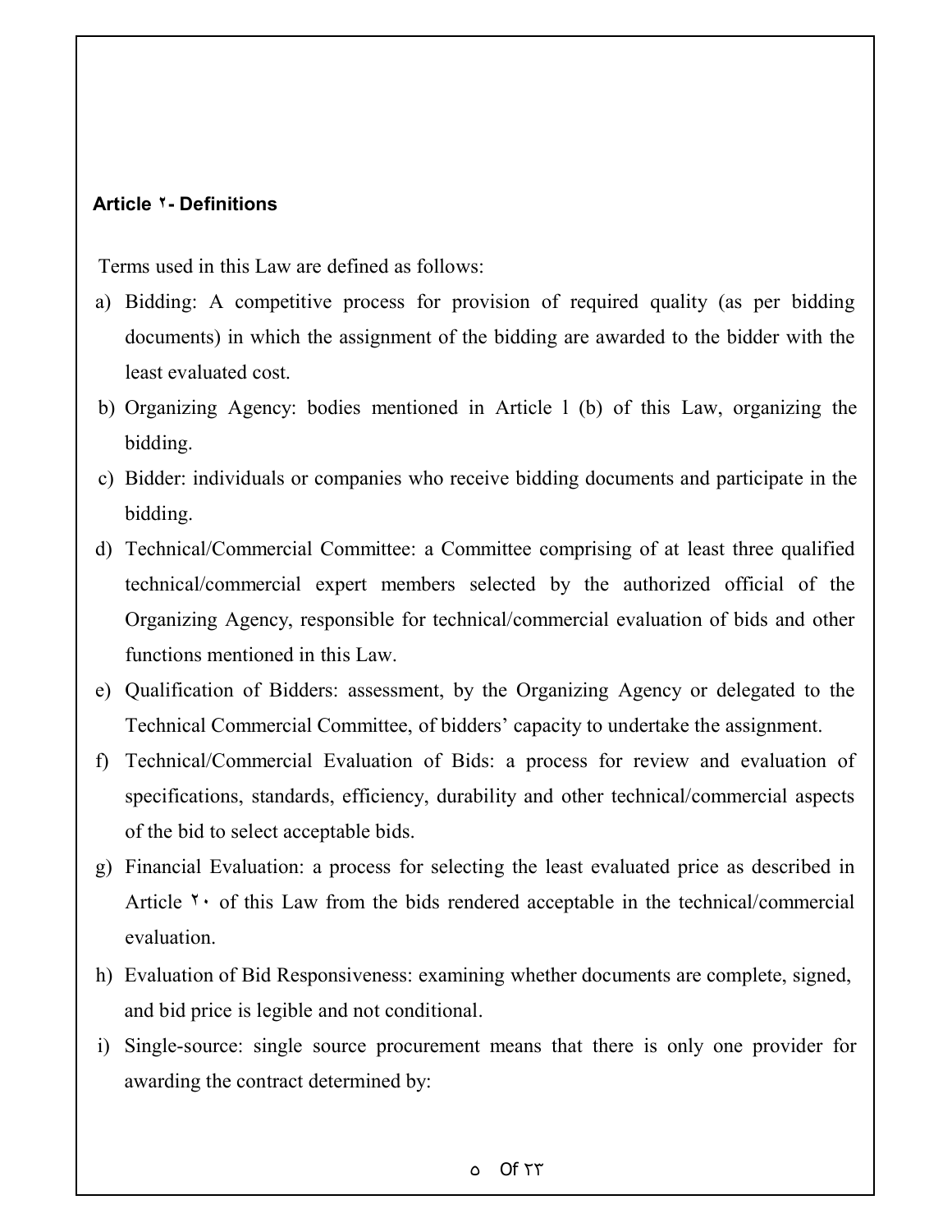**Article ۲- Definitions**

Terms used in this Law are defined as follows:

a) Bidding: A competitive process for provision of required quality (as per bidding documents) in which the assignment of the bidding are awarded to the bidder with the least evaluated cost.

b) Organizing Agency: bodies mentioned in Article 1 (b) of this Law, organizing the bidding.

c) Bidder: individuals or companies who receive bidding documents and participate in the bidding.

d) Technical/Commercial Committee: a Committee comprising of at least three qualified technical/commercial expert members selected by the authorized official of the Organizing Agency, responsible for technical/commercial evaluation of bids and other functions mentioned in this Law.

e) Qualification of Bidders: assessment, by the Organizing Agency or delegated to the Technical Commercial Committee, of bidders' capacity to undertake the assignment.

f) Technical/Commercial Evaluation of Bids: a process for review and evaluation of specifications, standards, efficiency, durability and other technical/commercial aspects of the bid to select acceptable bids.

g) Financial Evaluation: a process for selecting the least evaluated price as described in Article ۲۰ of this Law from the bids rendered acceptable in the technical/commercial evaluation.

h) Evaluation of Bid Responsiveness: examining whether documents are complete, signed, and bid price is legible and not conditional.

i) Single-source: single source procurement means that there is only one provider for awarding the contract determined by: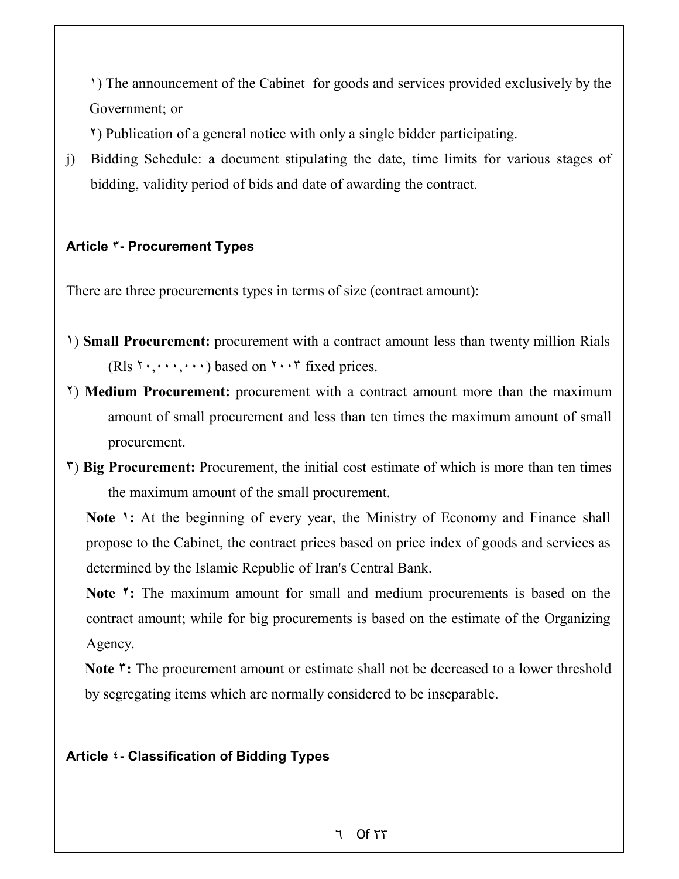١) The announcement of the Cabinet for goods and services provided exclusively by the Government; or

٢) Publication of a general notice with only a single bidder participating.

j) Bidding Schedule: a document stipulating the date, time limits for various stages of bidding, validity period of bids and date of awarding the contract.

### Article ٣- Procurement Types

There are three procurements types in terms of size (contract amount):

١) **Small Procurement:** procurement with a contract amount less than twenty million Rials (Rls ٢٠,٠٠٠,٠٠٠) based on ٢٠٠٣ fixed prices.

٢) **Medium Procurement:** procurement with a contract amount more than the maximum amount of small procurement and less than ten times the maximum amount of small procurement.

٣) **Big Procurement:** Procurement, the initial cost estimate of which is more than ten times the maximum amount of the small procurement.

**Note ١:** At the beginning of every year, the Ministry of Economy and Finance shall propose to the Cabinet, the contract prices based on price index of goods and services as determined by the Islamic Republic of Iran's Central Bank.

**Note ٢:** The maximum amount for small and medium procurements is based on the contract amount; while for big procurements is based on the estimate of the Organizing Agency.

**Note ٣:** The procurement amount or estimate shall not be decreased to a lower threshold by segregating items which are normally considered to be inseparable.

### Article ٤- Classification of Bidding Types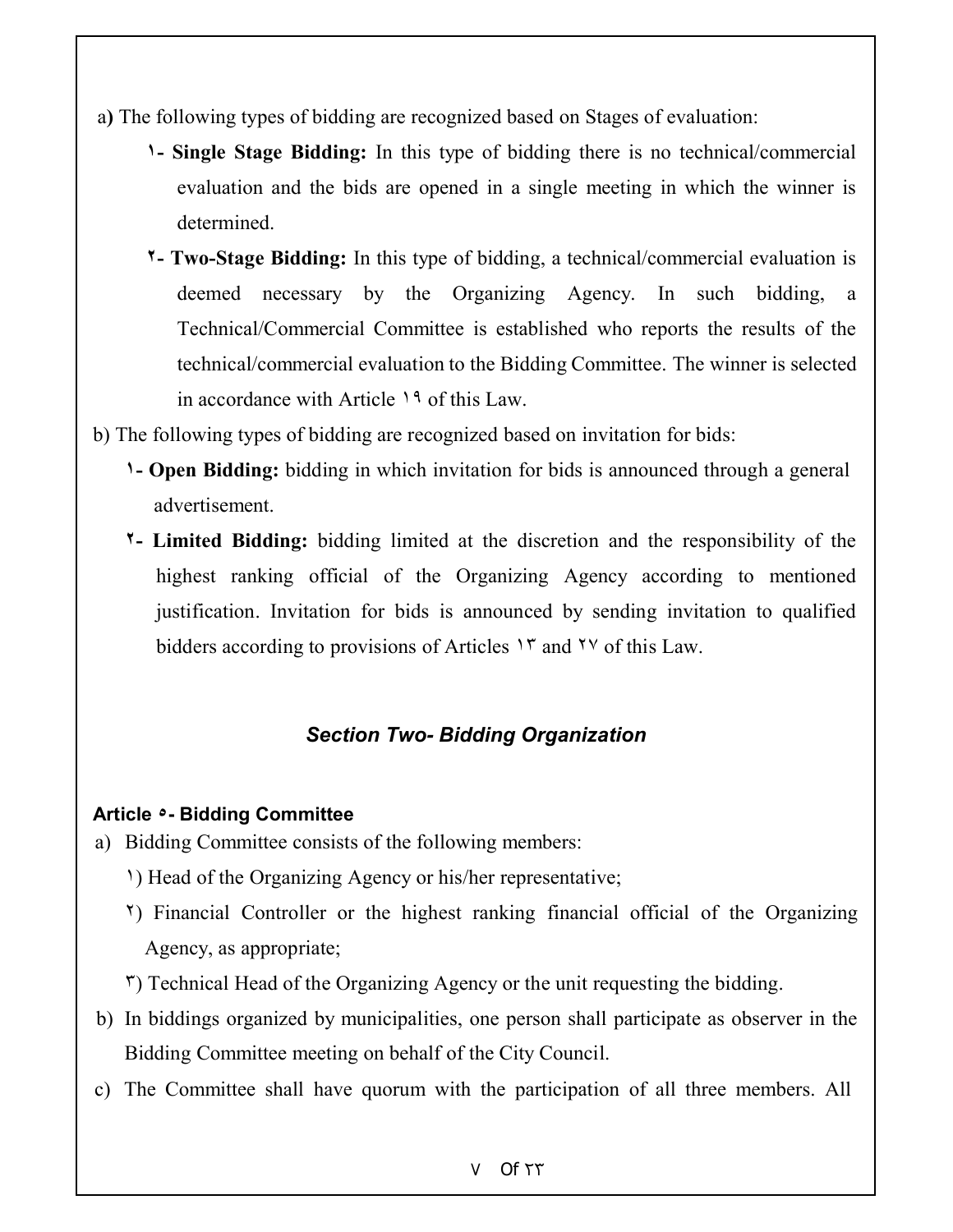a) The following types of bidding are recognized based on Stages of evaluation:

١- **Single Stage Bidding:** In this type of bidding there is no technical/commercial evaluation and the bids are opened in a single meeting in which the winner is determined.

٢- **Two-Stage Bidding:** In this type of bidding, a technical/commercial evaluation is deemed necessary by the Organizing Agency. In such bidding, a Technical/Commercial Committee is established who reports the results of the technical/commercial evaluation to the Bidding Committee. The winner is selected in accordance with Article ١٩ of this Law.

b) The following types of bidding are recognized based on invitation for bids:

١- **Open Bidding:** bidding in which invitation for bids is announced through a general advertisement.

٢- **Limited Bidding:** bidding limited at the discretion and the responsibility of the highest ranking official of the Organizing Agency according to mentioned justification. Invitation for bids is announced by sending invitation to qualified bidders according to provisions of Articles ١٣ and ٢٧ of this Law.

## *Section Two- Bidding Organization*

### Article ٥- Bidding Committee

a) Bidding Committee consists of the following members:

١) Head of the Organizing Agency or his/her representative;

٢) Financial Controller or the highest ranking financial official of the Organizing Agency, as appropriate;

٣) Technical Head of the Organizing Agency or the unit requesting the bidding.

b) In biddings organized by municipalities, one person shall participate as observer in the Bidding Committee meeting on behalf of the City Council.

c) The Committee shall have quorum with the participation of all three members. All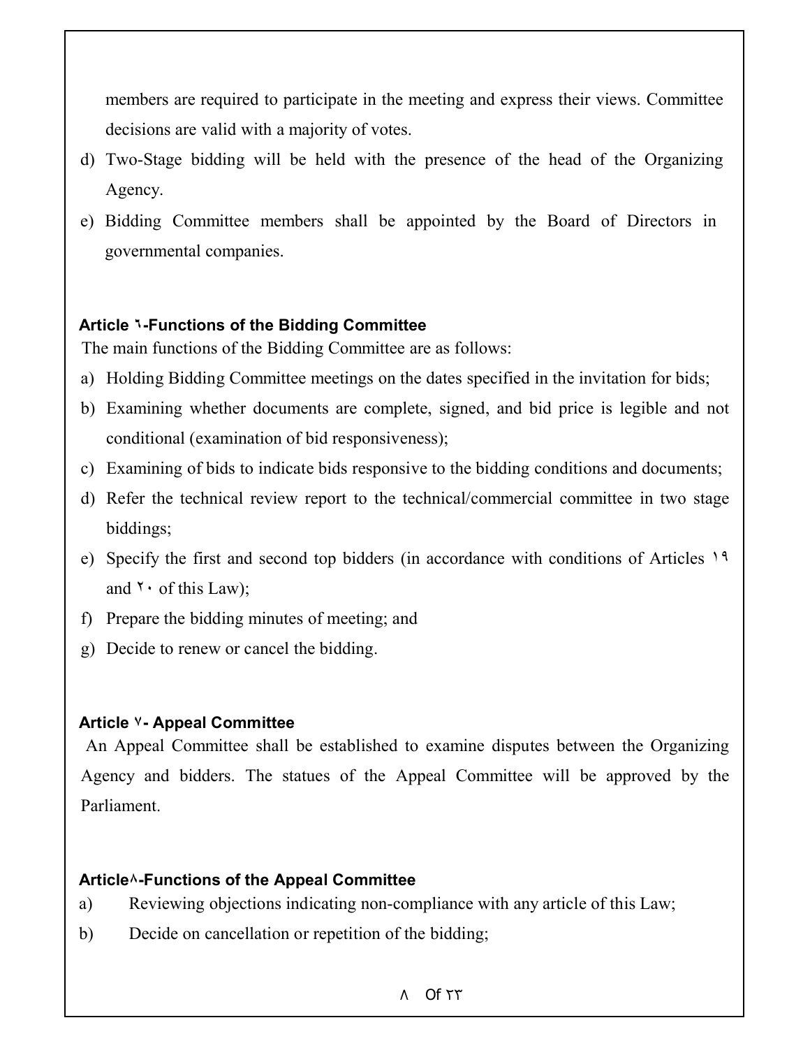members are required to participate in the meeting and express their views. Committee decisions are valid with a majority of votes.

d) Two-Stage bidding will be held with the presence of the head of the Organizing Agency.
e) Bidding Committee members shall be appointed by the Board of Directors in governmental companies.

**Article ٦-Functions of the Bidding Committee**

The main functions of the Bidding Committee are as follows:

a) Holding Bidding Committee meetings on the dates specified in the invitation for bids;
b) Examining whether documents are complete, signed, and bid price is legible and not conditional (examination of bid responsiveness);
c) Examining of bids to indicate bids responsive to the bidding conditions and documents;
d) Refer the technical review report to the technical/commercial committee in two stage biddings;
e) Specify the first and second top bidders (in accordance with conditions of Articles ١٩ and ٢٠ of this Law);
f) Prepare the bidding minutes of meeting; and
g) Decide to renew or cancel the bidding.

**Article ٧- Appeal Committee**

An Appeal Committee shall be established to examine disputes between the Organizing Agency and bidders. The statues of the Appeal Committee will be approved by the Parliament.

**Article٨-Functions of the Appeal Committee**

a) Reviewing objections indicating non-compliance with any article of this Law;
b) Decide on cancellation or repetition of the bidding;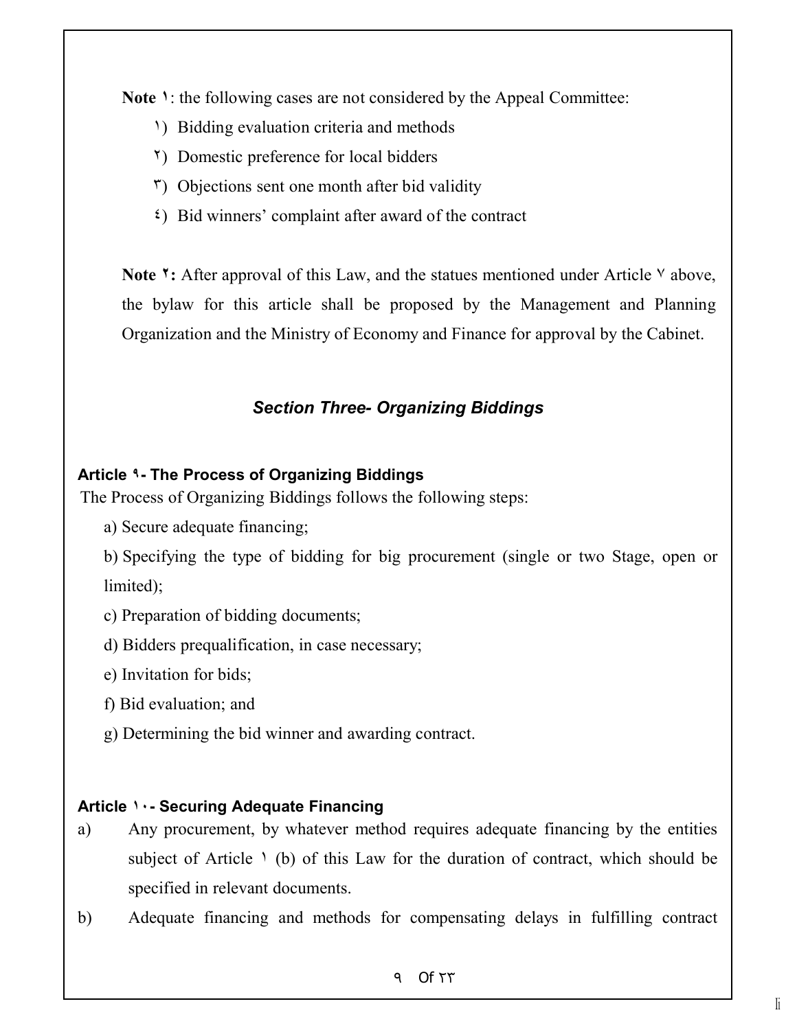**Note ۱**: the following cases are not considered by the Appeal Committee:

۱) Bidding evaluation criteria and methods

۲) Domestic preference for local bidders

۳) Objections sent one month after bid validity

٤) Bid winners' complaint after award of the contract

**Note ۲:** After approval of this Law, and the statues mentioned under Article ۷ above, the bylaw for this article shall be proposed by the Management and Planning Organization and the Ministry of Economy and Finance for approval by the Cabinet.

## *Section Three- Organizing Biddings*

### Article ۹- The Process of Organizing Biddings

The Process of Organizing Biddings follows the following steps:

a) Secure adequate financing;

b) Specifying the type of bidding for big procurement (single or two Stage, open or limited);

c) Preparation of bidding documents;

d) Bidders prequalification, in case necessary;

e) Invitation for bids;

f) Bid evaluation; and

g) Determining the bid winner and awarding contract.

### Article ۱۰- Securing Adequate Financing

a) Any procurement, by whatever method requires adequate financing by the entities subject of Article ۱ (b) of this Law for the duration of contract, which should be specified in relevant documents.

b) Adequate financing and methods for compensating delays in fulfilling contract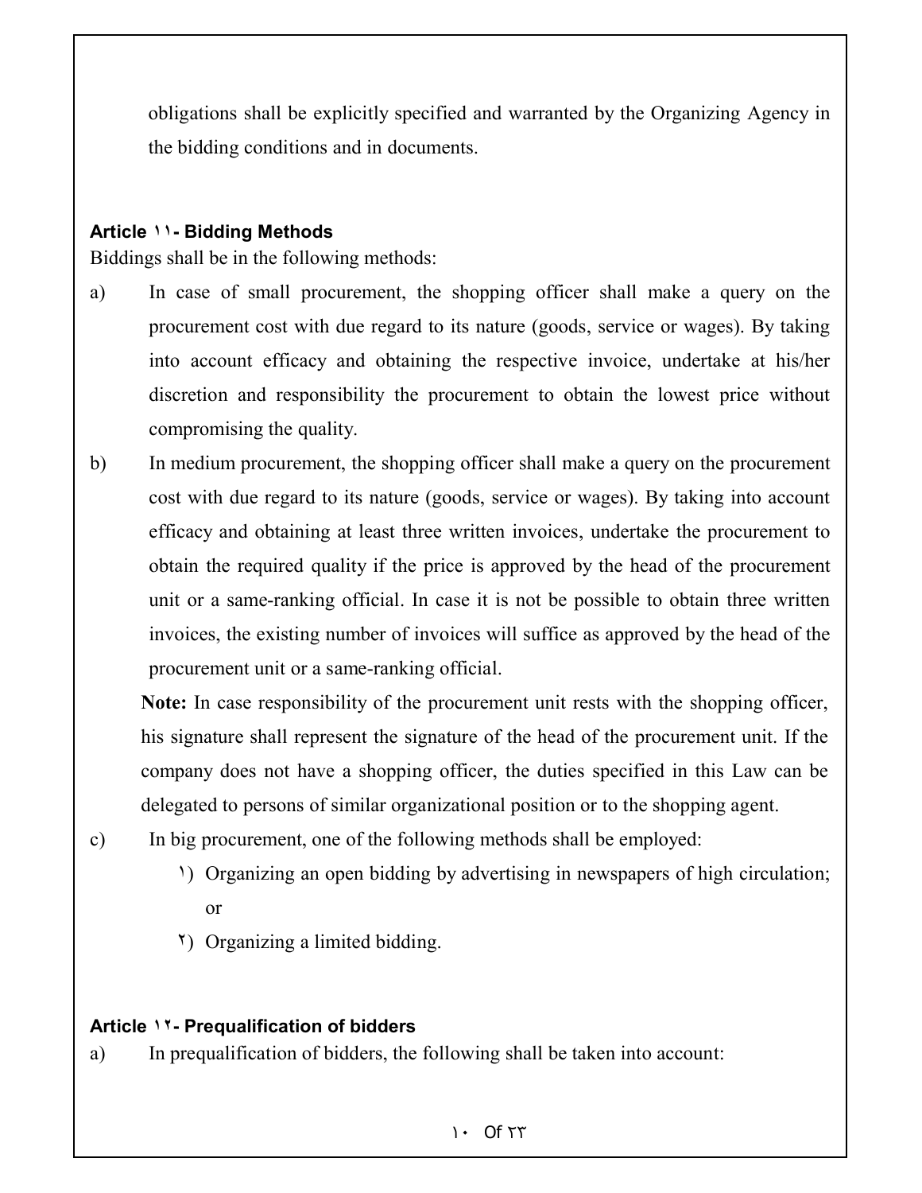obligations shall be explicitly specified and warranted by the Organizing Agency in the bidding conditions and in documents.

**Article ۱۱- Bidding Methods**

Biddings shall be in the following methods:

a) In case of small procurement, the shopping officer shall make a query on the procurement cost with due regard to its nature (goods, service or wages). By taking into account efficacy and obtaining the respective invoice, undertake at his/her discretion and responsibility the procurement to obtain the lowest price without compromising the quality.

b) In medium procurement, the shopping officer shall make a query on the procurement cost with due regard to its nature (goods, service or wages). By taking into account efficacy and obtaining at least three written invoices, undertake the procurement to obtain the required quality if the price is approved by the head of the procurement unit or a same-ranking official. In case it is not be possible to obtain three written invoices, the existing number of invoices will suffice as approved by the head of the procurement unit or a same-ranking official.

   **Note:** In case responsibility of the procurement unit rests with the shopping officer, his signature shall represent the signature of the head of the procurement unit. If the company does not have a shopping officer, the duties specified in this Law can be delegated to persons of similar organizational position or to the shopping agent.

c) In big procurement, one of the following methods shall be employed:

   ۱) Organizing an open bidding by advertising in newspapers of high circulation; or

   ۲) Organizing a limited bidding.

**Article ۱۲- Prequalification of bidders**

a) In prequalification of bidders, the following shall be taken into account: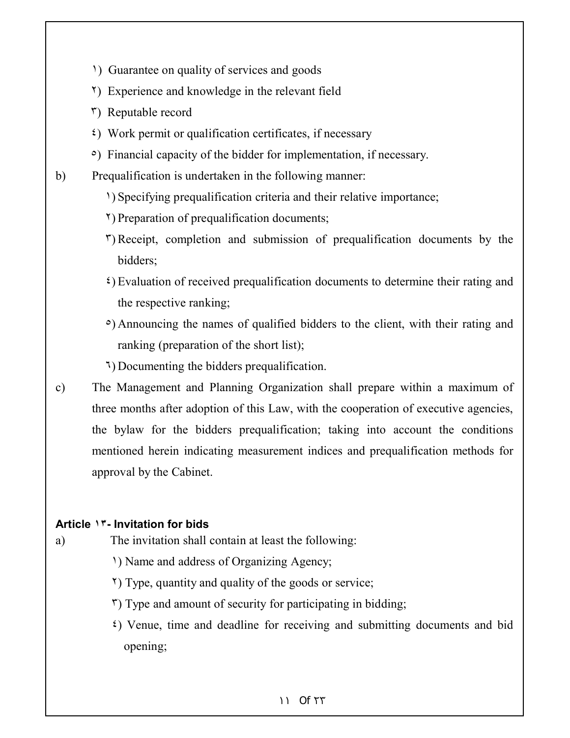١) Guarantee on quality of services and goods

٢) Experience and knowledge in the relevant field

٣) Reputable record

٤) Work permit or qualification certificates, if necessary

٥) Financial capacity of the bidder for implementation, if necessary.

b) Prequalification is undertaken in the following manner:

١) Specifying prequalification criteria and their relative importance;

٢) Preparation of prequalification documents;

٣) Receipt, completion and submission of prequalification documents by the bidders;

٤) Evaluation of received prequalification documents to determine their rating and the respective ranking;

٥) Announcing the names of qualified bidders to the client, with their rating and ranking (preparation of the short list);

٦) Documenting the bidders prequalification.

c) The Management and Planning Organization shall prepare within a maximum of three months after adoption of this Law, with the cooperation of executive agencies, the bylaw for the bidders prequalification; taking into account the conditions mentioned herein indicating measurement indices and prequalification methods for approval by the Cabinet.

**Article ١٣- Invitation for bids**

a) The invitation shall contain at least the following:

١) Name and address of Organizing Agency;

٢) Type, quantity and quality of the goods or service;

٣) Type and amount of security for participating in bidding;

٤) Venue, time and deadline for receiving and submitting documents and bid opening;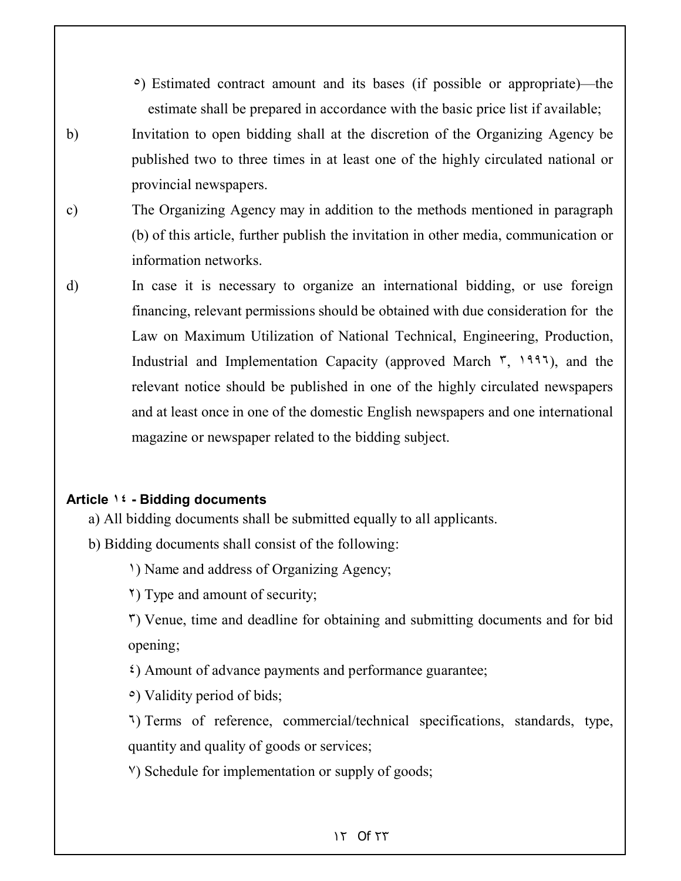٥) Estimated contract amount and its bases (if possible or appropriate)—the estimate shall be prepared in accordance with the basic price list if available;

b) Invitation to open bidding shall at the discretion of the Organizing Agency be published two to three times in at least one of the highly circulated national or provincial newspapers.

c) The Organizing Agency may in addition to the methods mentioned in paragraph (b) of this article, further publish the invitation in other media, communication or information networks.

d) In case it is necessary to organize an international bidding, or use foreign financing, relevant permissions should be obtained with due consideration for the Law on Maximum Utilization of National Technical, Engineering, Production, Industrial and Implementation Capacity (approved March ٣, ١٩٩٦), and the relevant notice should be published in one of the highly circulated newspapers and at least once in one of the domestic English newspapers and one international magazine or newspaper related to the bidding subject.

**Article ١٤ - Bidding documents**

a) All bidding documents shall be submitted equally to all applicants.

b) Bidding documents shall consist of the following:

١) Name and address of Organizing Agency;

٢) Type and amount of security;

٣) Venue, time and deadline for obtaining and submitting documents and for bid opening;

٤) Amount of advance payments and performance guarantee;

٥) Validity period of bids;

٦) Terms of reference, commercial/technical specifications, standards, type, quantity and quality of goods or services;

٧) Schedule for implementation or supply of goods;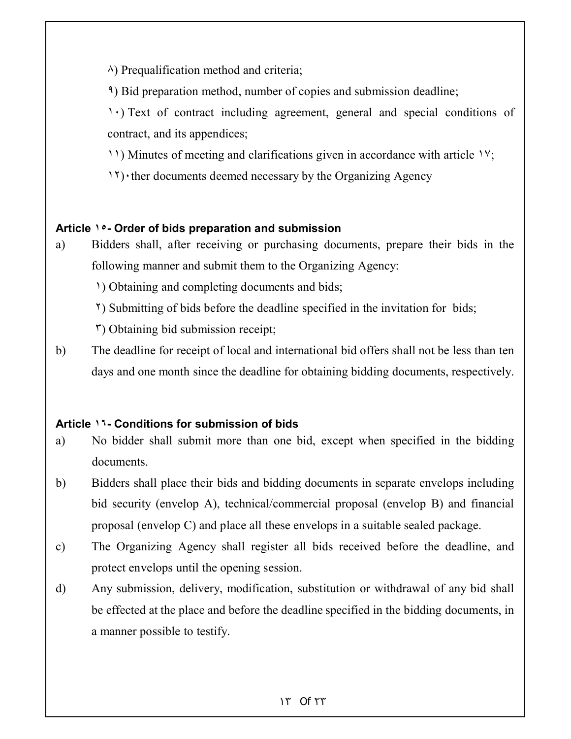۸) Prequalification method and criteria;

۹) Bid preparation method, number of copies and submission deadline;

۱۰) Text of contract including agreement, general and special conditions of contract, and its appendices;

۱۱) Minutes of meeting and clarifications given in accordance with article ۱۷;

۱۲)۰ther documents deemed necessary by the Organizing Agency

**Article ۱۵- Order of bids preparation and submission**

a) Bidders shall, after receiving or purchasing documents, prepare their bids in the following manner and submit them to the Organizing Agency:

۱) Obtaining and completing documents and bids;

۲) Submitting of bids before the deadline specified in the invitation for bids;

۳) Obtaining bid submission receipt;

b) The deadline for receipt of local and international bid offers shall not be less than ten days and one month since the deadline for obtaining bidding documents, respectively.

**Article ۱٦- Conditions for submission of bids**

a) No bidder shall submit more than one bid, except when specified in the bidding documents.

b) Bidders shall place their bids and bidding documents in separate envelops including bid security (envelop A), technical/commercial proposal (envelop B) and financial proposal (envelop C) and place all these envelops in a suitable sealed package.

c) The Organizing Agency shall register all bids received before the deadline, and protect envelops until the opening session.

d) Any submission, delivery, modification, substitution or withdrawal of any bid shall be effected at the place and before the deadline specified in the bidding documents, in a manner possible to testify.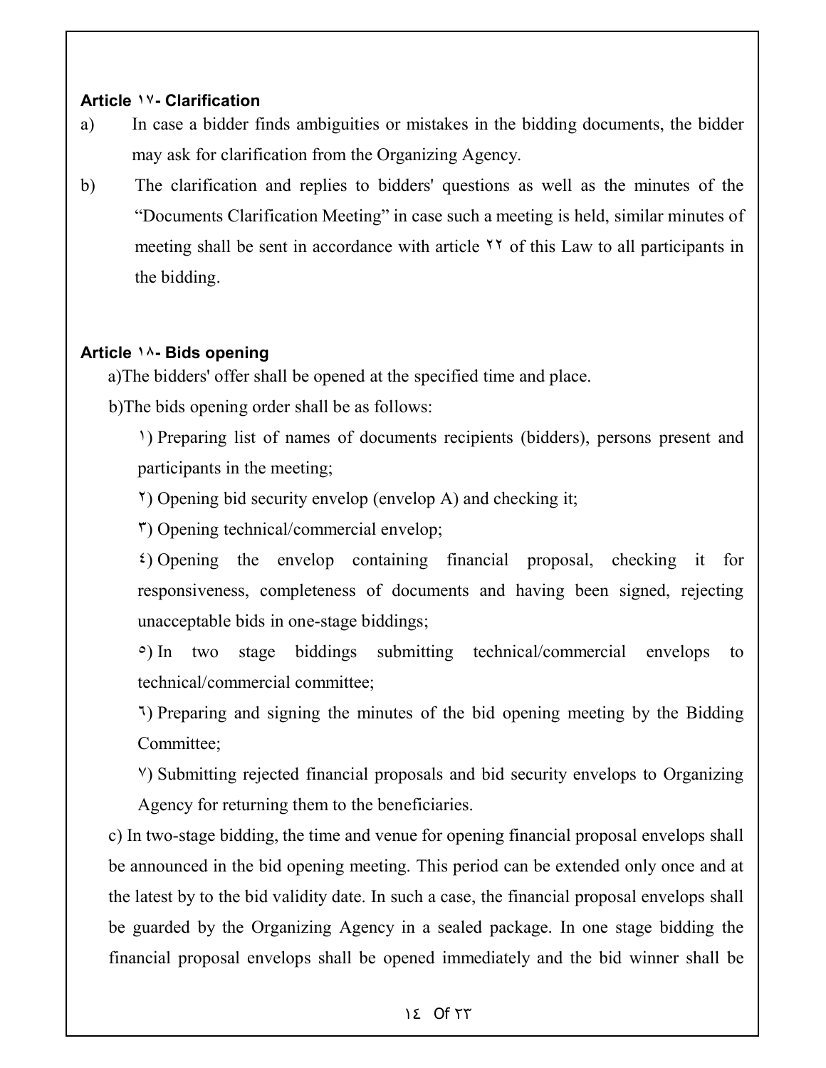**Article ١٧- Clarification**

a) In case a bidder finds ambiguities or mistakes in the bidding documents, the bidder may ask for clarification from the Organizing Agency.

b) The clarification and replies to bidders' questions as well as the minutes of the "Documents Clarification Meeting" in case such a meeting is held, similar minutes of meeting shall be sent in accordance with article ٢٢ of this Law to all participants in the bidding.

**Article ١٨- Bids opening**

a)The bidders' offer shall be opened at the specified time and place.

b)The bids opening order shall be as follows:

١) Preparing list of names of documents recipients (bidders), persons present and participants in the meeting;

٢) Opening bid security envelop (envelop A) and checking it;

٣) Opening technical/commercial envelop;

٤) Opening the envelop containing financial proposal, checking it for responsiveness, completeness of documents and having been signed, rejecting unacceptable bids in one-stage biddings;

٥) In two stage biddings submitting technical/commercial envelops to technical/commercial committee;

٦) Preparing and signing the minutes of the bid opening meeting by the Bidding Committee;

٧) Submitting rejected financial proposals and bid security envelops to Organizing Agency for returning them to the beneficiaries.

c) In two-stage bidding, the time and venue for opening financial proposal envelops shall be announced in the bid opening meeting. This period can be extended only once and at the latest by to the bid validity date. In such a case, the financial proposal envelops shall be guarded by the Organizing Agency in a sealed package. In one stage bidding the financial proposal envelops shall be opened immediately and the bid winner shall be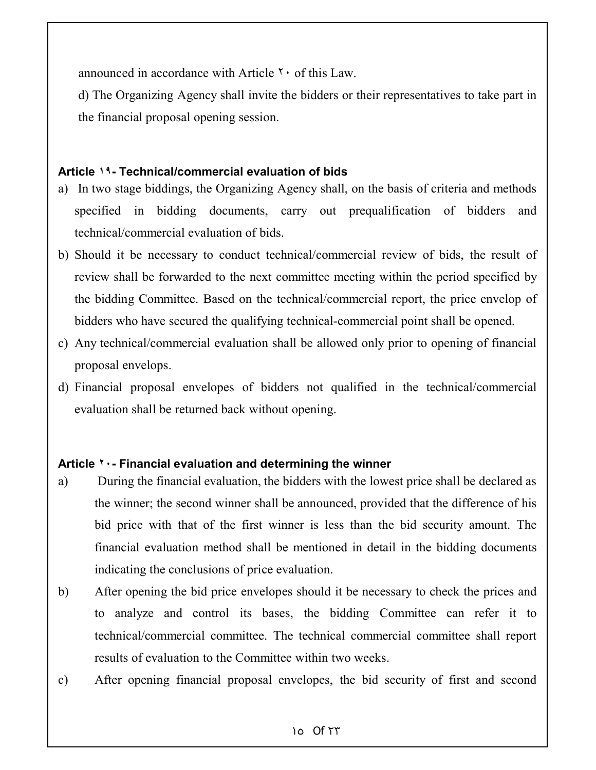announced in accordance with Article ٢٠ of this Law.

d) The Organizing Agency shall invite the bidders or their representatives to take part in the financial proposal opening session.

**Article ١٩- Technical/commercial evaluation of bids**

a) In two stage biddings, the Organizing Agency shall, on the basis of criteria and methods specified in bidding documents, carry out prequalification of bidders and technical/commercial evaluation of bids.

b) Should it be necessary to conduct technical/commercial review of bids, the result of review shall be forwarded to the next committee meeting within the period specified by the bidding Committee. Based on the technical/commercial report, the price envelop of bidders who have secured the qualifying technical-commercial point shall be opened.

c) Any technical/commercial evaluation shall be allowed only prior to opening of financial proposal envelops.

d) Financial proposal envelopes of bidders not qualified in the technical/commercial evaluation shall be returned back without opening.

**Article ٢٠- Financial evaluation and determining the winner**

a) During the financial evaluation, the bidders with the lowest price shall be declared as the winner; the second winner shall be announced, provided that the difference of his bid price with that of the first winner is less than the bid security amount. The financial evaluation method shall be mentioned in detail in the bidding documents indicating the conclusions of price evaluation.

b) After opening the bid price envelopes should it be necessary to check the prices and to analyze and control its bases, the bidding Committee can refer it to technical/commercial committee. The technical commercial committee shall report results of evaluation to the Committee within two weeks.

c) After opening financial proposal envelopes, the bid security of first and second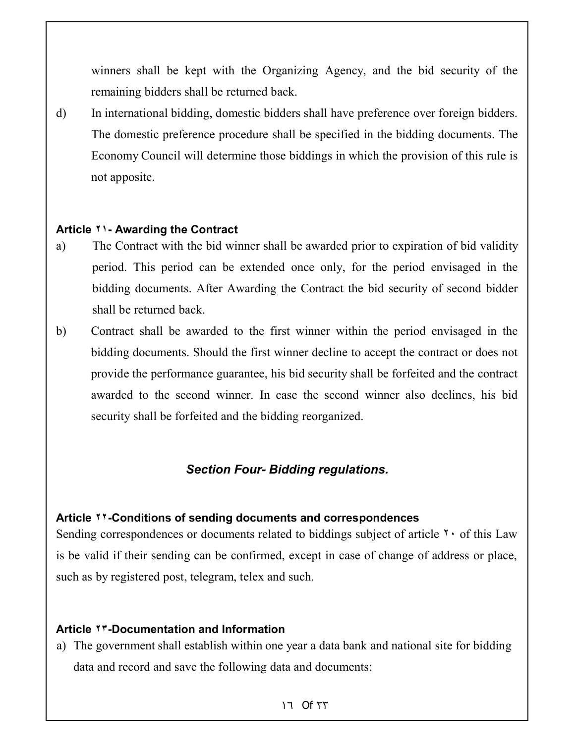winners shall be kept with the Organizing Agency, and the bid security of the remaining bidders shall be returned back.

d) In international bidding, domestic bidders shall have preference over foreign bidders. The domestic preference procedure shall be specified in the bidding documents. The Economy Council will determine those biddings in which the provision of this rule is not apposite.

**Article ٢١- Awarding the Contract**

a) The Contract with the bid winner shall be awarded prior to expiration of bid validity period. This period can be extended once only, for the period envisaged in the bidding documents. After Awarding the Contract the bid security of second bidder shall be returned back.

b) Contract shall be awarded to the first winner within the period envisaged in the bidding documents. Should the first winner decline to accept the contract or does not provide the performance guarantee, his bid security shall be forfeited and the contract awarded to the second winner. In case the second winner also declines, his bid security shall be forfeited and the bidding reorganized.

## *Section Four- Bidding regulations.*

**Article ٢٢-Conditions of sending documents and correspondences**

Sending correspondences or documents related to biddings subject of article ٢٠ of this Law is be valid if their sending can be confirmed, except in case of change of address or place, such as by registered post, telegram, telex and such.

**Article ٢٣-Documentation and Information**

a) The government shall establish within one year a data bank and national site for bidding data and record and save the following data and documents: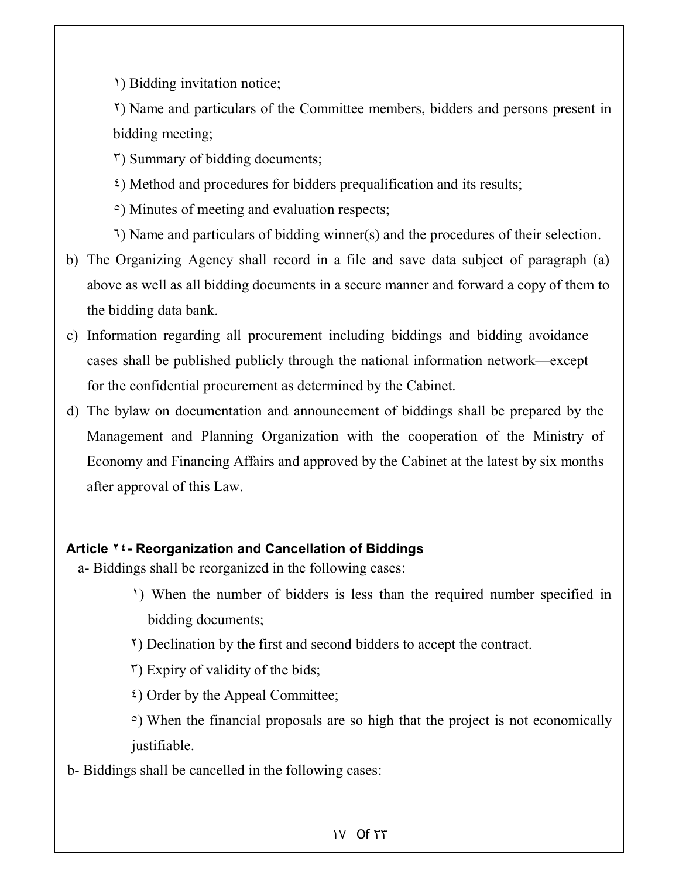١) Bidding invitation notice;

٢) Name and particulars of the Committee members, bidders and persons present in bidding meeting;

٣) Summary of bidding documents;

٤) Method and procedures for bidders prequalification and its results;

٥) Minutes of meeting and evaluation respects;

٦) Name and particulars of bidding winner(s) and the procedures of their selection.

b) The Organizing Agency shall record in a file and save data subject of paragraph (a) above as well as all bidding documents in a secure manner and forward a copy of them to the bidding data bank.

c) Information regarding all procurement including biddings and bidding avoidance cases shall be published publicly through the national information network—except for the confidential procurement as determined by the Cabinet.

d) The bylaw on documentation and announcement of biddings shall be prepared by the Management and Planning Organization with the cooperation of the Ministry of Economy and Financing Affairs and approved by the Cabinet at the latest by six months after approval of this Law.

**Article ٢٤- Reorganization and Cancellation of Biddings**

a- Biddings shall be reorganized in the following cases:

١) When the number of bidders is less than the required number specified in bidding documents;

٢) Declination by the first and second bidders to accept the contract.

٣) Expiry of validity of the bids;

٤) Order by the Appeal Committee;

٥) When the financial proposals are so high that the project is not economically justifiable.

b- Biddings shall be cancelled in the following cases: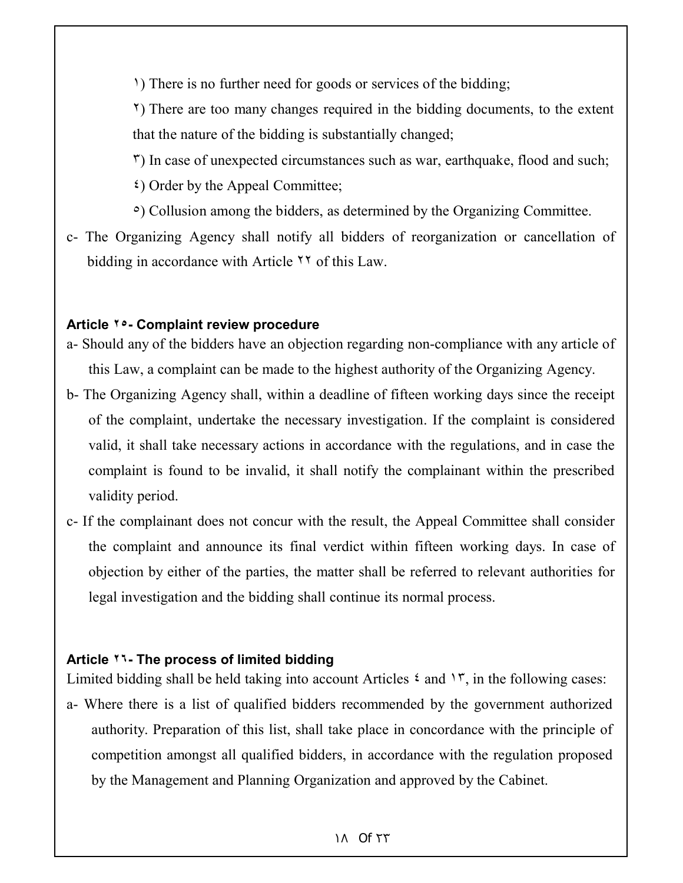١) There is no further need for goods or services of the bidding;

٢) There are too many changes required in the bidding documents, to the extent that the nature of the bidding is substantially changed;

٣) In case of unexpected circumstances such as war, earthquake, flood and such;

٤) Order by the Appeal Committee;

٥) Collusion among the bidders, as determined by the Organizing Committee.

c- The Organizing Agency shall notify all bidders of reorganization or cancellation of bidding in accordance with Article ٢٢ of this Law.

**Article ٢٥- Complaint review procedure**

a- Should any of the bidders have an objection regarding non-compliance with any article of this Law, a complaint can be made to the highest authority of the Organizing Agency.

b- The Organizing Agency shall, within a deadline of fifteen working days since the receipt of the complaint, undertake the necessary investigation. If the complaint is considered valid, it shall take necessary actions in accordance with the regulations, and in case the complaint is found to be invalid, it shall notify the complainant within the prescribed validity period.

c- If the complainant does not concur with the result, the Appeal Committee shall consider the complaint and announce its final verdict within fifteen working days. In case of objection by either of the parties, the matter shall be referred to relevant authorities for legal investigation and the bidding shall continue its normal process.

**Article ٢٦- The process of limited bidding**

Limited bidding shall be held taking into account Articles ٤ and ١٣, in the following cases:

a- Where there is a list of qualified bidders recommended by the government authorized authority. Preparation of this list, shall take place in concordance with the principle of competition amongst all qualified bidders, in accordance with the regulation proposed by the Management and Planning Organization and approved by the Cabinet.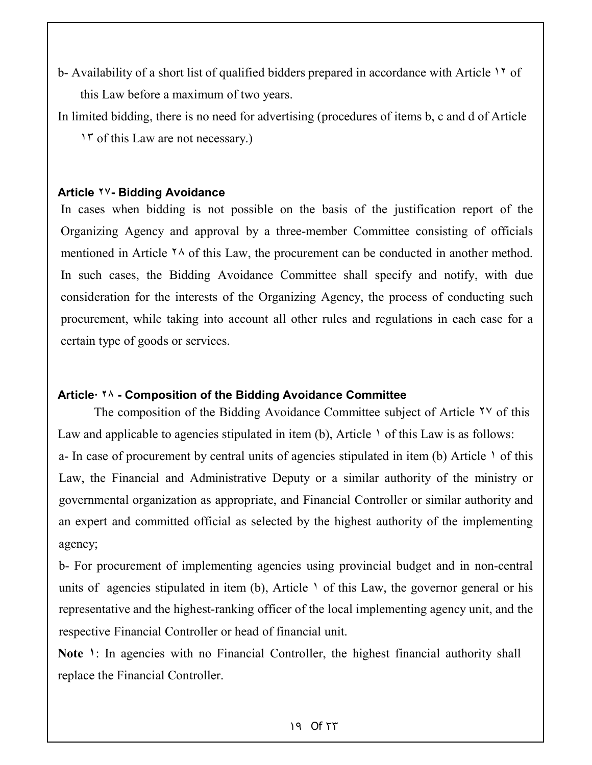b- Availability of a short list of qualified bidders prepared in accordance with Article ۱۲ of this Law before a maximum of two years.

In limited bidding, there is no need for advertising (procedures of items b, c and d of Article ۱۳ of this Law are not necessary.)

**Article ۲۷- Bidding Avoidance**

In cases when bidding is not possible on the basis of the justification report of the Organizing Agency and approval by a three-member Committee consisting of officials mentioned in Article ۲۸ of this Law, the procurement can be conducted in another method. In such cases, the Bidding Avoidance Committee shall specify and notify, with due consideration for the interests of the Organizing Agency, the process of conducting such procurement, while taking into account all other rules and regulations in each case for a certain type of goods or services.

**Article· ۲۸ - Composition of the Bidding Avoidance Committee**

The composition of the Bidding Avoidance Committee subject of Article ۲۷ of this Law and applicable to agencies stipulated in item (b), Article ۱ of this Law is as follows:

a- In case of procurement by central units of agencies stipulated in item (b) Article ۱ of this Law, the Financial and Administrative Deputy or a similar authority of the ministry or governmental organization as appropriate, and Financial Controller or similar authority and an expert and committed official as selected by the highest authority of the implementing agency;

b- For procurement of implementing agencies using provincial budget and in non-central units of agencies stipulated in item (b), Article ۱ of this Law, the governor general or his representative and the highest-ranking officer of the local implementing agency unit, and the respective Financial Controller or head of financial unit.

**Note ۱**: In agencies with no Financial Controller, the highest financial authority shall replace the Financial Controller.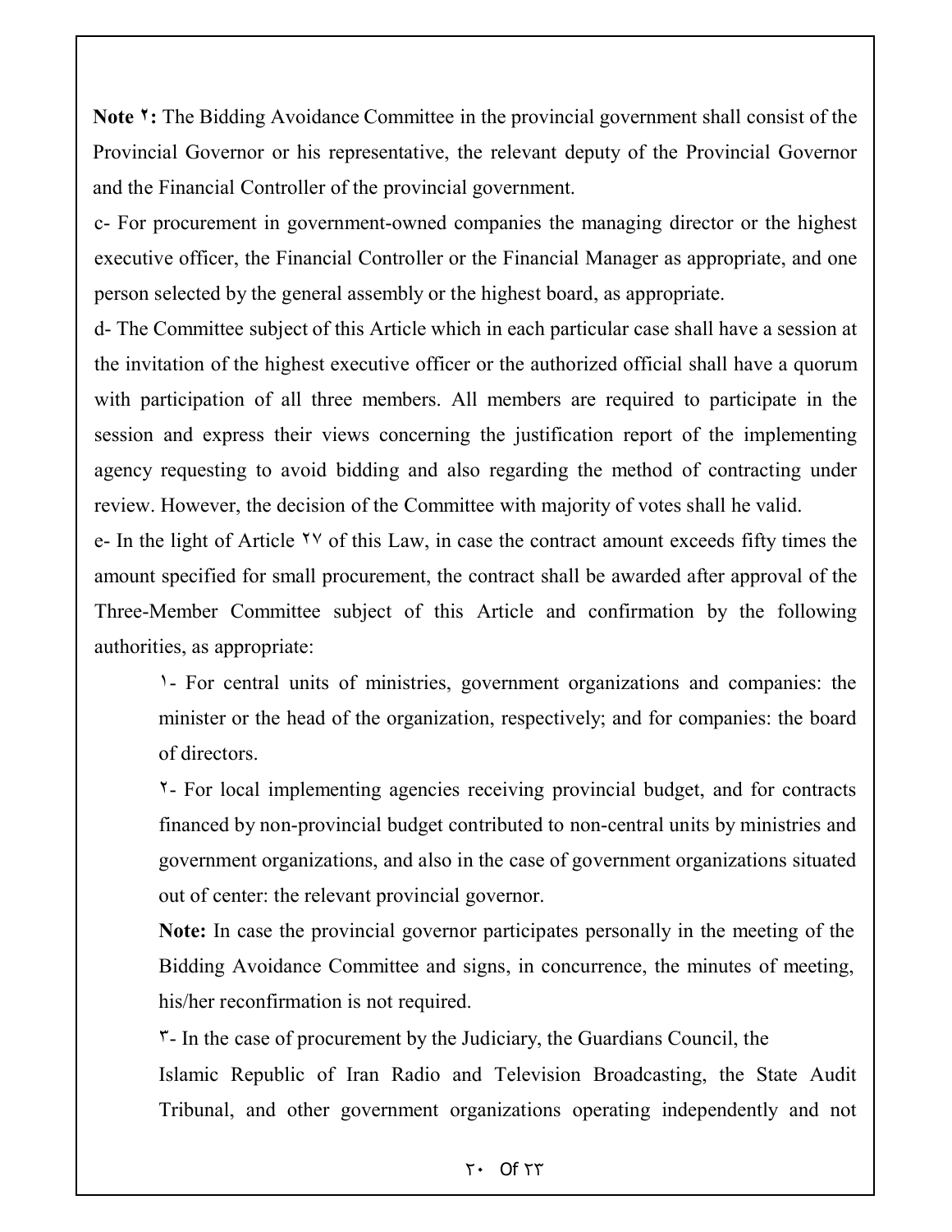**Note ۲:** The Bidding Avoidance Committee in the provincial government shall consist of the Provincial Governor or his representative, the relevant deputy of the Provincial Governor and the Financial Controller of the provincial government.

c- For procurement in government-owned companies the managing director or the highest executive officer, the Financial Controller or the Financial Manager as appropriate, and one person selected by the general assembly or the highest board, as appropriate.

d- The Committee subject of this Article which in each particular case shall have a session at the invitation of the highest executive officer or the authorized official shall have a quorum with participation of all three members. All members are required to participate in the session and express their views concerning the justification report of the implementing agency requesting to avoid bidding and also regarding the method of contracting under review. However, the decision of the Committee with majority of votes shall he valid.

e- In the light of Article ۲۷ of this Law, in case the contract amount exceeds fifty times the amount specified for small procurement, the contract shall be awarded after approval of the Three-Member Committee subject of this Article and confirmation by the following authorities, as appropriate:

> ۱- For central units of ministries, government organizations and companies: the minister or the head of the organization, respectively; and for companies: the board of directors.
>
> ۲- For local implementing agencies receiving provincial budget, and for contracts financed by non-provincial budget contributed to non-central units by ministries and government organizations, and also in the case of government organizations situated out of center: the relevant provincial governor.
>
> **Note:** In case the provincial governor participates personally in the meeting of the Bidding Avoidance Committee and signs, in concurrence, the minutes of meeting, his/her reconfirmation is not required.
>
> ۳- In the case of procurement by the Judiciary, the Guardians Council, the Islamic Republic of Iran Radio and Television Broadcasting, the State Audit Tribunal, and other government organizations operating independently and not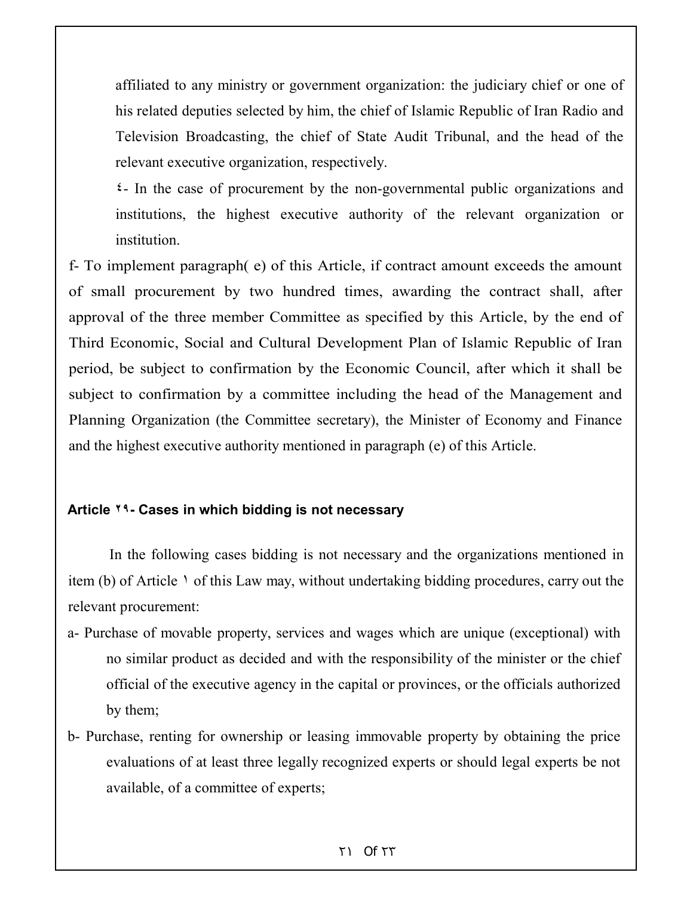affiliated to any ministry or government organization: the judiciary chief or one of his related deputies selected by him, the chief of Islamic Republic of Iran Radio and Television Broadcasting, the chief of State Audit Tribunal, and the head of the relevant executive organization, respectively.

٤- In the case of procurement by the non-governmental public organizations and institutions, the highest executive authority of the relevant organization or institution.

f- To implement paragraph( e) of this Article, if contract amount exceeds the amount of small procurement by two hundred times, awarding the contract shall, after approval of the three member Committee as specified by this Article, by the end of Third Economic, Social and Cultural Development Plan of Islamic Republic of Iran period, be subject to confirmation by the Economic Council, after which it shall be subject to confirmation by a committee including the head of the Management and Planning Organization (the Committee secretary), the Minister of Economy and Finance and the highest executive authority mentioned in paragraph (e) of this Article.

**Article ٢٩- Cases in which bidding is not necessary**

In the following cases bidding is not necessary and the organizations mentioned in item (b) of Article ١ of this Law may, without undertaking bidding procedures, carry out the relevant procurement:

a- Purchase of movable property, services and wages which are unique (exceptional) with no similar product as decided and with the responsibility of the minister or the chief official of the executive agency in the capital or provinces, or the officials authorized by them;

b- Purchase, renting for ownership or leasing immovable property by obtaining the price evaluations of at least three legally recognized experts or should legal experts be not available, of a committee of experts;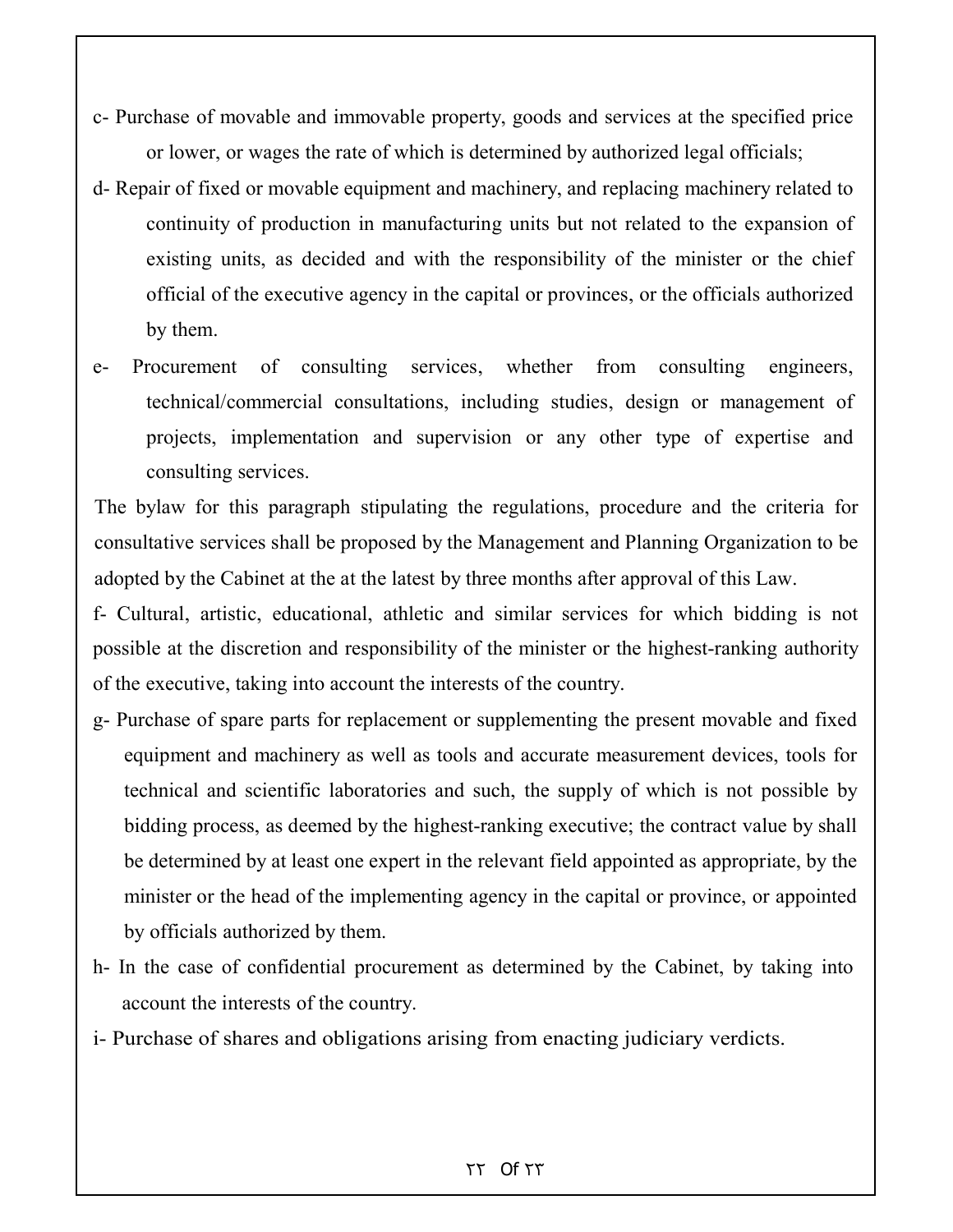c- Purchase of movable and immovable property, goods and services at the specified price or lower, or wages the rate of which is determined by authorized legal officials;

d- Repair of fixed or movable equipment and machinery, and replacing machinery related to continuity of production in manufacturing units but not related to the expansion of existing units, as decided and with the responsibility of the minister or the chief official of the executive agency in the capital or provinces, or the officials authorized by them.

e- Procurement of consulting services, whether from consulting engineers, technical/commercial consultations, including studies, design or management of projects, implementation and supervision or any other type of expertise and consulting services.

The bylaw for this paragraph stipulating the regulations, procedure and the criteria for consultative services shall be proposed by the Management and Planning Organization to be adopted by the Cabinet at the at the latest by three months after approval of this Law.

f- Cultural, artistic, educational, athletic and similar services for which bidding is not possible at the discretion and responsibility of the minister or the highest-ranking authority of the executive, taking into account the interests of the country.

g- Purchase of spare parts for replacement or supplementing the present movable and fixed equipment and machinery as well as tools and accurate measurement devices, tools for technical and scientific laboratories and such, the supply of which is not possible by bidding process, as deemed by the highest-ranking executive; the contract value by shall be determined by at least one expert in the relevant field appointed as appropriate, by the minister or the head of the implementing agency in the capital or province, or appointed by officials authorized by them.

h- In the case of confidential procurement as determined by the Cabinet, by taking into account the interests of the country.

i- Purchase of shares and obligations arising from enacting judiciary verdicts.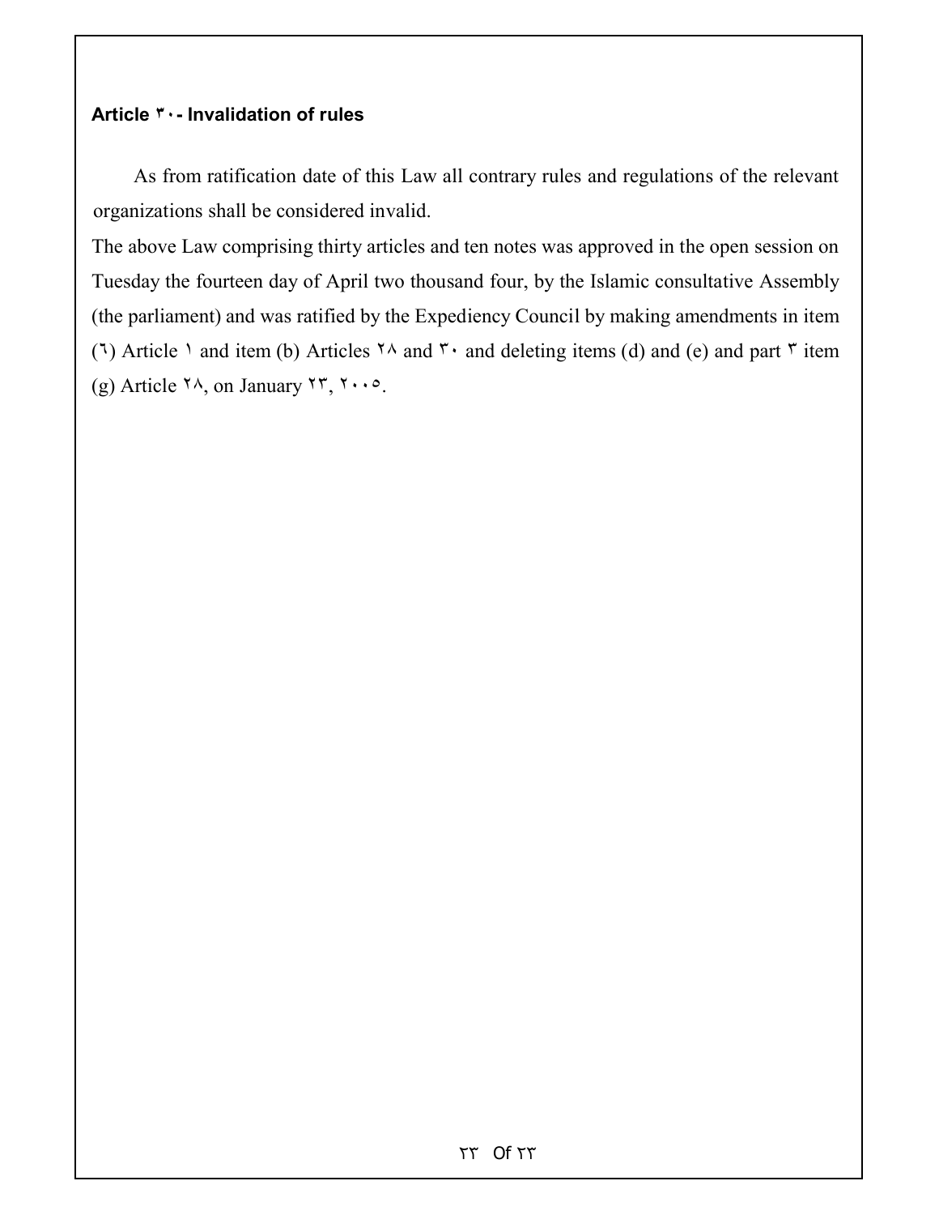**Article ٣٠- Invalidation of rules**

As from ratification date of this Law all contrary rules and regulations of the relevant organizations shall be considered invalid.

The above Law comprising thirty articles and ten notes was approved in the open session on Tuesday the fourteen day of April two thousand four, by the Islamic consultative Assembly (the parliament) and was ratified by the Expediency Council by making amendments in item (٦) Article ١ and item (b) Articles ٢٨ and ٣٠ and deleting items (d) and (e) and part ٣ item (g) Article ٢٨, on January ٢٣, ٢٠٠٥.